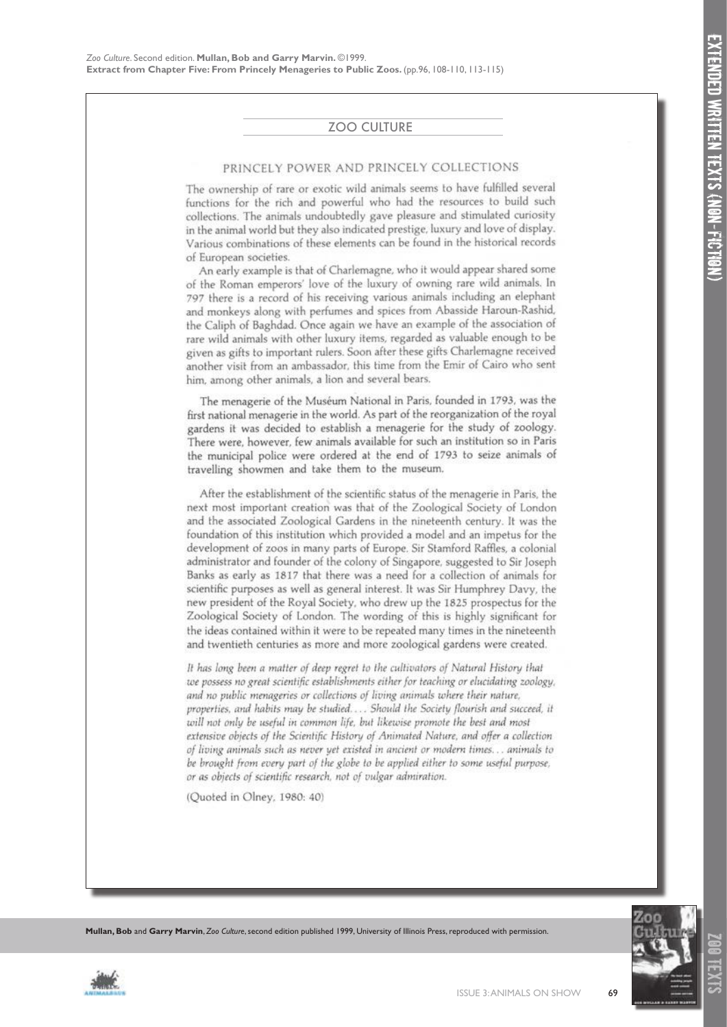*Zoo Culture.* Second edition. **Mullan, Bob and Garry Marvin.** ©1999.
**Extract from Chapter Five: From Princely Menageries to Public Zoos.** (pp.96, 108-110, 113-115)

# ZOO CULTURE

## PRINCELY POWER AND PRINCELY COLLECTIONS

The ownership of rare or exotic wild animals seems to have fulfilled several functions for the rich and powerful who had the resources to build such collections. The animals undoubtedly gave pleasure and stimulated curiosity in the animal world but they also indicated prestige, luxury and love of display. Various combinations of these elements can be found in the historical records of European societies.

An early example is that of Charlemagne, who it would appear shared some of the Roman emperors' love of the luxury of owning rare wild animals. In 797 there is a record of his receiving various animals including an elephant and monkeys along with perfumes and spices from Abasside Haroun-Rashid, the Caliph of Baghdad. Once again we have an example of the association of rare wild animals with other luxury items, regarded as valuable enough to be given as gifts to important rulers. Soon after these gifts Charlemagne received another visit from an ambassador, this time from the Emir of Cairo who sent him, among other animals, a lion and several bears.

The menagerie of the Muséum National in Paris, founded in 1793, was the first national menagerie in the world. As part of the reorganization of the royal gardens it was decided to establish a menagerie for the study of zoology. There were, however, few animals available for such an institution so in Paris the municipal police were ordered at the end of 1793 to seize animals of travelling showmen and take them to the museum.

After the establishment of the scientific status of the menagerie in Paris, the next most important creation was that of the Zoological Society of London and the associated Zoological Gardens in the nineteenth century. It was the foundation of this institution which provided a model and an impetus for the development of zoos in many parts of Europe. Sir Stamford Raffles, a colonial administrator and founder of the colony of Singapore, suggested to Sir Joseph Banks as early as 1817 that there was a need for a collection of animals for scientific purposes as well as general interest. It was Sir Humphrey Davy, the new president of the Royal Society, who drew up the 1825 prospectus for the Zoological Society of London. The wording of this is highly significant for the ideas contained within it were to be repeated many times in the nineteenth and twentieth centuries as more and more zoological gardens were created.

*It has long been a matter of deep regret to the cultivators of Natural History that we possess no great scientific establishments either for teaching or elucidating zoology, and no public menageries or collections of living animals where their nature, properties, and habits may be studied.... Should the Society flourish and succeed, it will not only be useful in common life, but likewise promote the best and most extensive objects of the Scientific History of Animated Nature, and offer a collection of living animals such as never yet existed in ancient or modern times... animals to be brought from every part of the globe to be applied either to some useful purpose, or as objects of scientific research, not of vulgar admiration.*

(Quoted in Olney, 1980: 40)

**Mullan, Bob** and **Garry Marvin**, *Zoo Culture*, second edition published 1999, University of Illinois Press, reproduced with permission.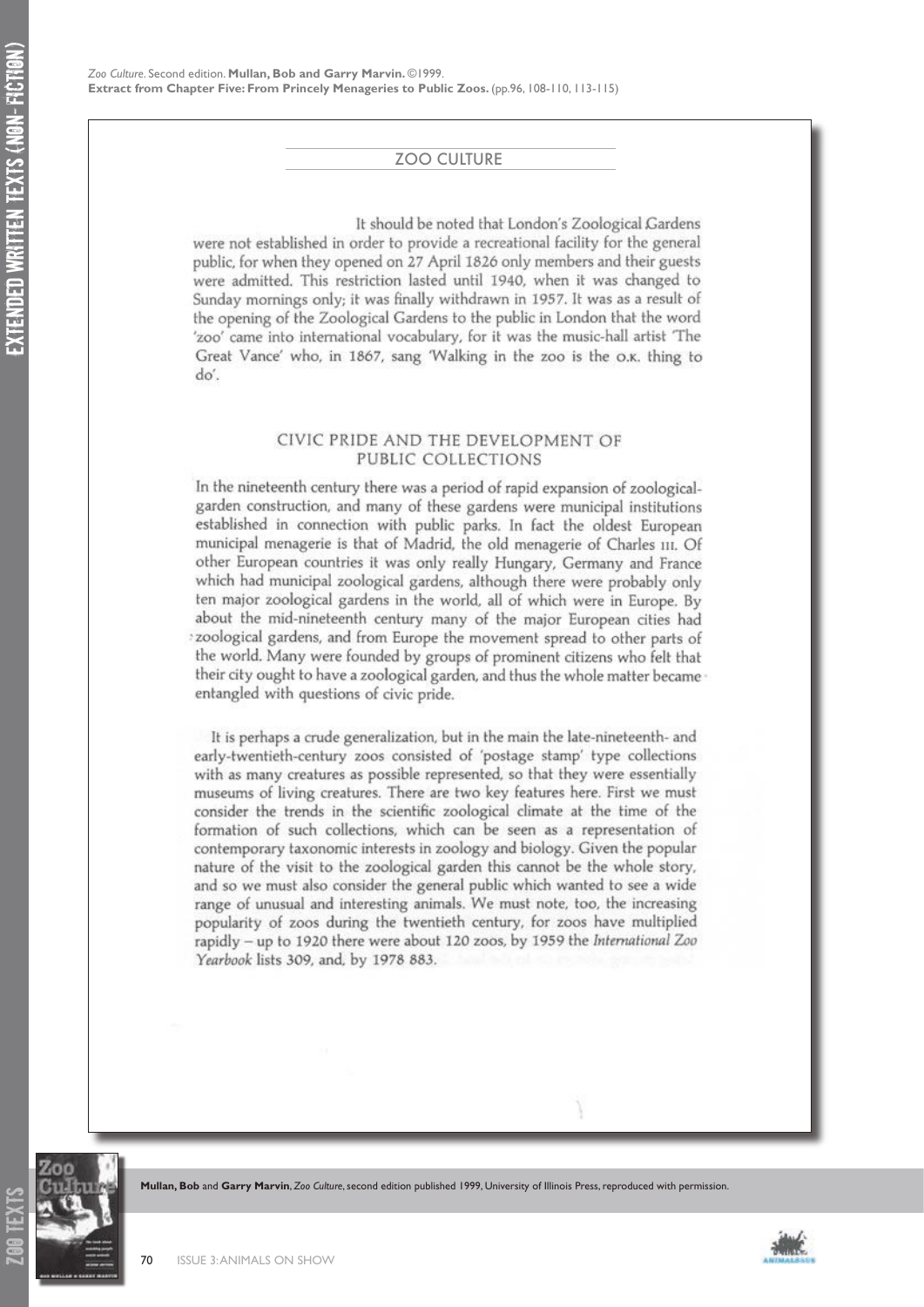*Zoo Culture*. Second edition. **Mullan, Bob and Garry Marvin.** ©1999.
**Extract from Chapter Five: From Princely Menageries to Public Zoos.** (pp.96, 108-110, 113-115)

## ZOO CULTURE

It should be noted that London's Zoological Gardens were not established in order to provide a recreational facility for the general public, for when they opened on 27 April 1826 only members and their guests were admitted. This restriction lasted until 1940, when it was changed to Sunday mornings only; it was finally withdrawn in 1957. It was as a result of the opening of the Zoological Gardens to the public in London that the word 'zoo' came into international vocabulary, for it was the music-hall artist 'The Great Vance' who, in 1867, sang 'Walking in the zoo is the O.K. thing to do'.

### CIVIC PRIDE AND THE DEVELOPMENT OF PUBLIC COLLECTIONS

In the nineteenth century there was a period of rapid expansion of zoological-garden construction, and many of these gardens were municipal institutions established in connection with public parks. In fact the oldest European municipal menagerie is that of Madrid, the old menagerie of Charles III. Of other European countries it was only really Hungary, Germany and France which had municipal zoological gardens, although there were probably only ten major zoological gardens in the world, all of which were in Europe. By about the mid-nineteenth century many of the major European cities had zoological gardens, and from Europe the movement spread to other parts of the world. Many were founded by groups of prominent citizens who felt that their city ought to have a zoological garden, and thus the whole matter became entangled with questions of civic pride.

It is perhaps a crude generalization, but in the main the late-nineteenth- and early-twentieth-century zoos consisted of 'postage stamp' type collections with as many creatures as possible represented, so that they were essentially museums of living creatures. There are two key features here. First we must consider the trends in the scientific zoological climate at the time of the formation of such collections, which can be seen as a representation of contemporary taxonomic interests in zoology and biology. Given the popular nature of the visit to the zoological garden this cannot be the whole story, and so we must also consider the general public which wanted to see a wide range of unusual and interesting animals. We must note, too, the increasing popularity of zoos during the twentieth century, for zoos have multiplied rapidly – up to 1920 there were about 120 zoos, by 1959 the *International Zoo Yearbook* lists 309, and, by 1978 883.

**Mullan, Bob** and **Garry Marvin**, *Zoo Culture*, second edition published 1999, University of Illinois Press, reproduced with permission.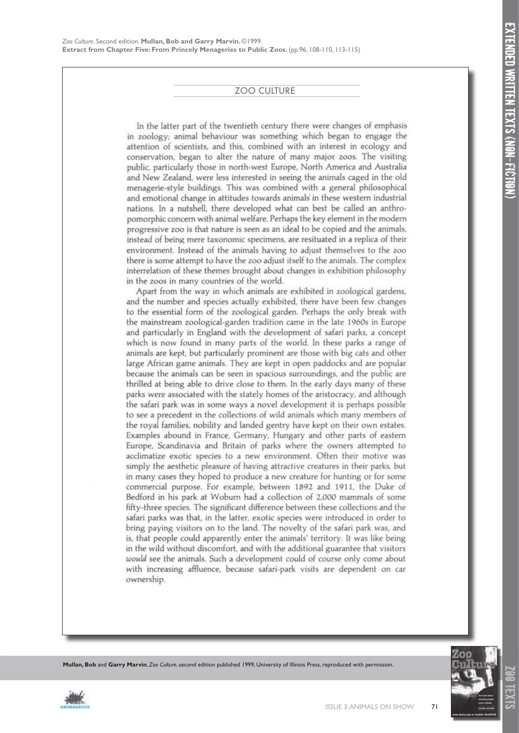*Zoo Culture*. Second edition. **Mullan, Bob and Garry Marvin.** ©1999.
**Extract from Chapter Five: From Princely Menageries to Public Zoos.** (pp.96, 108-110, 113-115)

## ZOO CULTURE

In the latter part of the twentieth century there were changes of emphasis in zoology; animal behaviour was something which began to engage the attention of scientists, and this, combined with an interest in ecology and conservation, began to alter the nature of many major zoos. The visiting public, particularly those in north-west Europe, North America and Australia and New Zealand, were less interested in seeing the animals caged in the old menagerie-style buildings. This was combined with a general philosophical and emotional change in attitudes towards animals in these western industrial nations. In a nutshell, there developed what can best be called an anthropomorphic concern with animal welfare. Perhaps the key element in the modern progressive zoo is that nature is seen as an ideal to be copied and the animals, instead of being mere taxonomic specimens, are resituated in a replica of their environment. Instead of the animals having to adjust themselves to the zoo there is some attempt to have the zoo adjust itself to the animals. The complex interrelation of these themes brought about changes in exhibition philosophy in the zoos in many countries of the world.

Apart from the way in which animals are exhibited in zoological gardens, and the number and species actually exhibited, there have been few changes to the essential form of the zoological garden. Perhaps the only break with the mainstream zoological-garden tradition came in the late 1960s in Europe and particularly in England with the development of safari parks, a concept which is now found in many parts of the world. In these parks a range of animals are kept, but particularly prominent are those with big cats and other large African game animals. They are kept in open paddocks and are popular because the animals can be seen in spacious surroundings, and the public are thrilled at being able to drive close to them. In the early days many of these parks were associated with the stately homes of the aristocracy, and although the safari park was in some ways a novel development it is perhaps possible to see a precedent in the collections of wild animals which many members of the royal families, nobility and landed gentry have kept on their own estates. Examples abound in France, Germany, Hungary and other parts of eastern Europe, Scandinavia and Britain of parks where the owners attempted to acclimatize exotic species to a new environment. Often their motive was simply the aesthetic pleasure of having attractive creatures in their parks, but in many cases they hoped to produce a new creature for hunting or for some commercial purpose. For example, between 1892 and 1911, the Duke of Bedford in his park at Woburn had a collection of 2,000 mammals of some fifty-three species. The significant difference between these collections and the safari parks was that, in the latter, exotic species were introduced in order to bring paying visitors on to the land. The novelty of the safari park was, and is, that people could apparently enter the animals' territory. It was like being in the wild without discomfort, and with the additional guarantee that visitors *would* see the animals. Such a development could of course only come about with increasing affluence, because safari-park visits are dependent on car ownership.

**Mullan, Bob** and **Garry Marvin**, *Zoo Culture*, second edition published 1999, University of Illinois Press, reproduced with permission.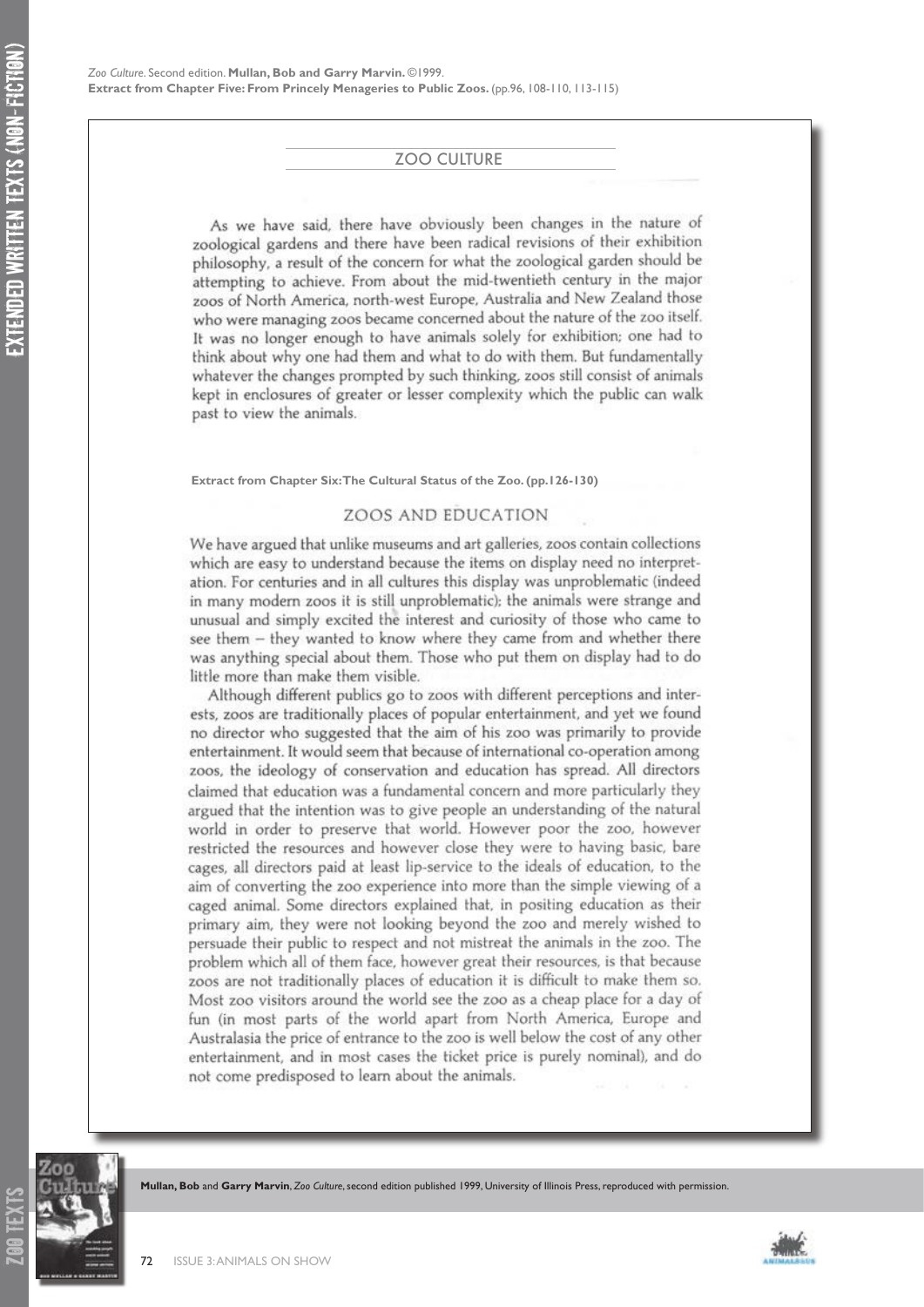*Zoo Culture*. Second edition. **Mullan, Bob and Garry Marvin.** ©1999.
**Extract from Chapter Five: From Princely Menageries to Public Zoos.** (pp.96, 108-110, 113-115)

## ZOO CULTURE

As we have said, there have obviously been changes in the nature of zoological gardens and there have been radical revisions of their exhibition philosophy, a result of the concern for what the zoological garden should be attempting to achieve. From about the mid-twentieth century in the major zoos of North America, north-west Europe, Australia and New Zealand those who were managing zoos became concerned about the nature of the zoo itself. It was no longer enough to have animals solely for exhibition; one had to think about why one had them and what to do with them. But fundamentally whatever the changes prompted by such thinking, zoos still consist of animals kept in enclosures of greater or lesser complexity which the public can walk past to view the animals.

**Extract from Chapter Six: The Cultural Status of the Zoo. (pp.126-130)**

## ZOOS AND EDUCATION

We have argued that unlike museums and art galleries, zoos contain collections which are easy to understand because the items on display need no interpretation. For centuries and in all cultures this display was unproblematic (indeed in many modern zoos it is still unproblematic); the animals were strange and unusual and simply excited the interest and curiosity of those who came to see them – they wanted to know where they came from and whether there was anything special about them. Those who put them on display had to do little more than make them visible.

Although different publics go to zoos with different perceptions and interests, zoos are traditionally places of popular entertainment, and yet we found no director who suggested that the aim of his zoo was primarily to provide entertainment. It would seem that because of international co-operation among zoos, the ideology of conservation and education has spread. All directors claimed that education was a fundamental concern and more particularly they argued that the intention was to give people an understanding of the natural world in order to preserve that world. However poor the zoo, however restricted the resources and however close they were to having basic, bare cages, all directors paid at least lip-service to the ideals of education, to the aim of converting the zoo experience into more than the simple viewing of a caged animal. Some directors explained that, in positing education as their primary aim, they were not looking beyond the zoo and merely wished to persuade their public to respect and not mistreat the animals in the zoo. The problem which all of them face, however great their resources, is that because zoos are not traditionally places of education it is difficult to make them so. Most zoo visitors around the world see the zoo as a cheap place for a day of fun (in most parts of the world apart from North America, Europe and Australasia the price of entrance to the zoo is well below the cost of any other entertainment, and in most cases the ticket price is purely nominal), and do not come predisposed to learn about the animals.

**Mullan, Bob** and **Garry Marvin**, *Zoo Culture*, second edition published 1999, University of Illinois Press, reproduced with permission.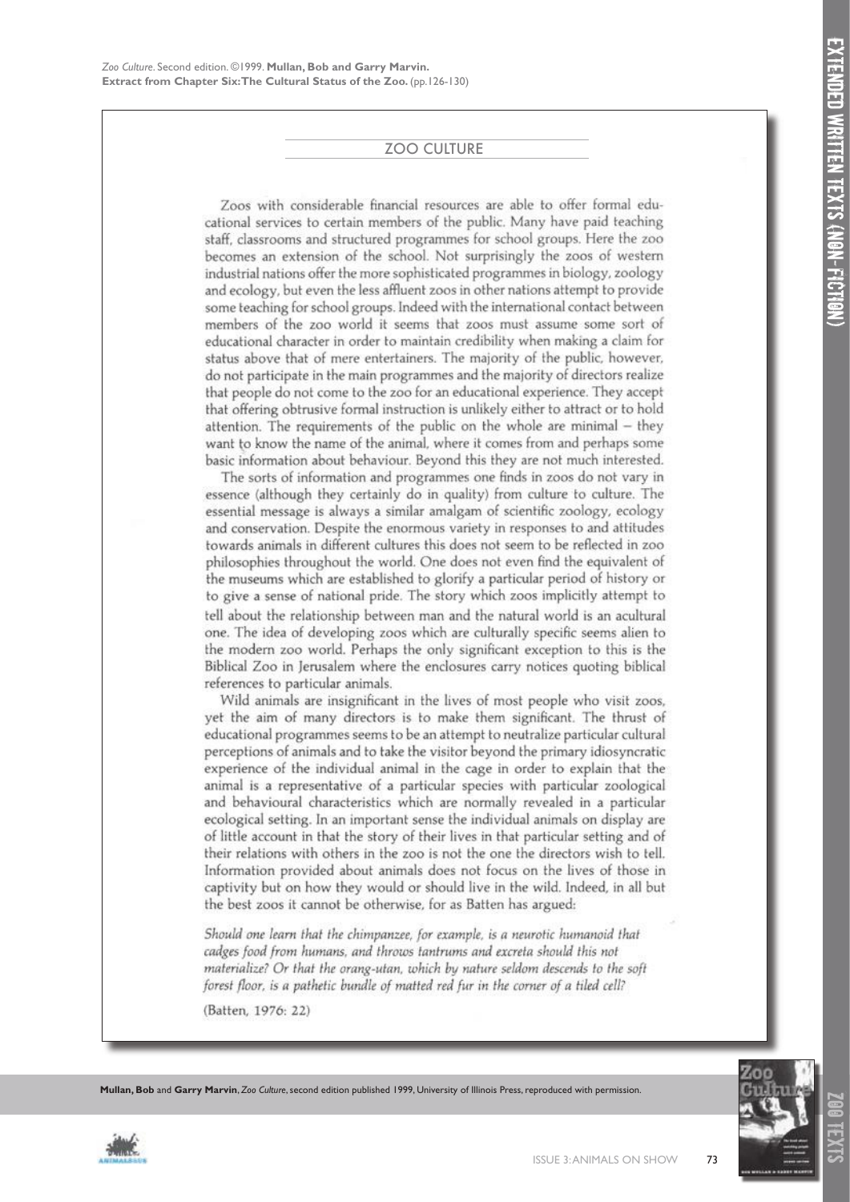*Zoo Culture*. Second edition. ©1999. **Mullan, Bob and Garry Marvin.**
**Extract from Chapter Six: The Cultural Status of the Zoo.** (pp.126-130)

## ZOO CULTURE

Zoos with considerable financial resources are able to offer formal educational services to certain members of the public. Many have paid teaching staff, classrooms and structured programmes for school groups. Here the zoo becomes an extension of the school. Not surprisingly the zoos of western industrial nations offer the more sophisticated programmes in biology, zoology and ecology, but even the less affluent zoos in other nations attempt to provide some teaching for school groups. Indeed with the international contact between members of the zoo world it seems that zoos must assume some sort of educational character in order to maintain credibility when making a claim for status above that of mere entertainers. The majority of the public, however, do not participate in the main programmes and the majority of directors realize that people do not come to the zoo for an educational experience. They accept that offering obtrusive formal instruction is unlikely either to attract or to hold attention. The requirements of the public on the whole are minimal – they want to know the name of the animal, where it comes from and perhaps some basic information about behaviour. Beyond this they are not much interested.

The sorts of information and programmes one finds in zoos do not vary in essence (although they certainly do in quality) from culture to culture. The essential message is always a similar amalgam of scientific zoology, ecology and conservation. Despite the enormous variety in responses to and attitudes towards animals in different cultures this does not seem to be reflected in zoo philosophies throughout the world. One does not even find the equivalent of the museums which are established to glorify a particular period of history or to give a sense of national pride. The story which zoos implicitly attempt to tell about the relationship between man and the natural world is an acultural one. The idea of developing zoos which are culturally specific seems alien to the modern zoo world. Perhaps the only significant exception to this is the Biblical Zoo in Jerusalem where the enclosures carry notices quoting biblical references to particular animals.

Wild animals are insignificant in the lives of most people who visit zoos, yet the aim of many directors is to make them significant. The thrust of educational programmes seems to be an attempt to neutralize particular cultural perceptions of animals and to take the visitor beyond the primary idiosyncratic experience of the individual animal in the cage in order to explain that the animal is a representative of a particular species with particular zoological and behavioural characteristics which are normally revealed in a particular ecological setting. In an important sense the individual animals on display are of little account in that the story of their lives in that particular setting and of their relations with others in the zoo is not the one the directors wish to tell. Information provided about animals does not focus on the lives of those in captivity but on how they would or should live in the wild. Indeed, in all but the best zoos it cannot be otherwise, for as Batten has argued:

> *Should one learn that the chimpanzee, for example, is a neurotic humanoid that cadges food from humans, and throws tantrums and excreta should this not materialize? Or that the orang-utan, which by nature seldom descends to the soft forest floor, is a pathetic bundle of matted red fur in the corner of a tiled cell?*
>
> (Batten, 1976: 22)

**Mullan, Bob** and **Garry Marvin**, *Zoo Culture*, second edition published 1999, University of Illinois Press, reproduced with permission.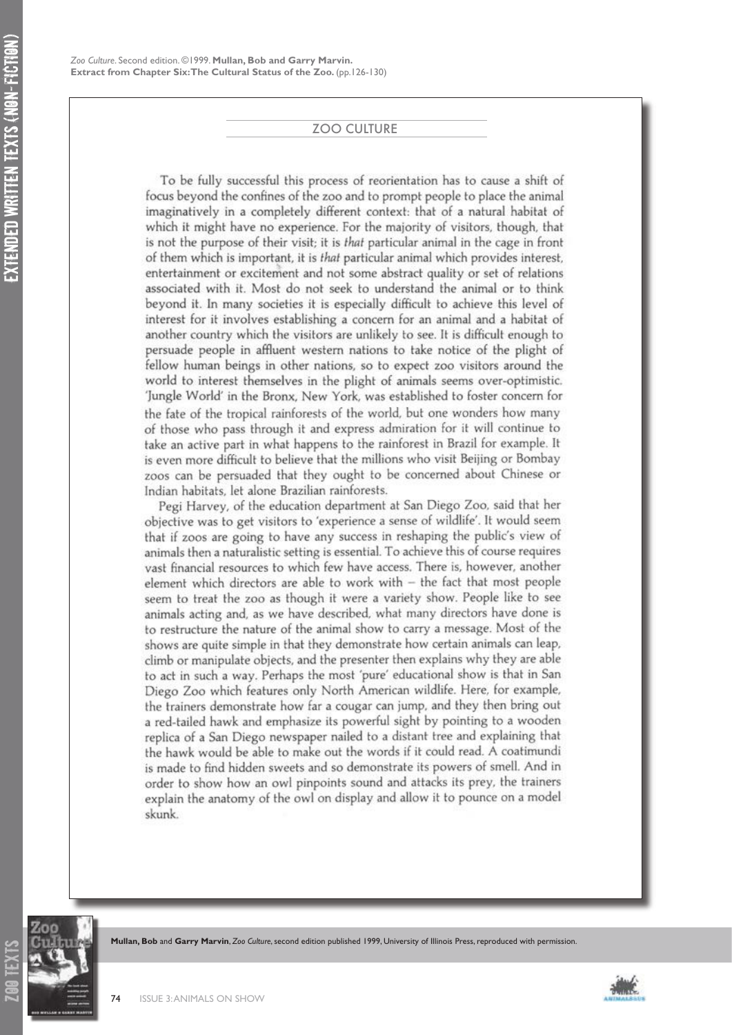*Zoo Culture*. Second edition. ©1999. **Mullan, Bob and Garry Marvin.**
**Extract from Chapter Six: The Cultural Status of the Zoo.** (pp.126-130)

## ZOO CULTURE

To be fully successful this process of reorientation has to cause a shift of focus beyond the confines of the zoo and to prompt people to place the animal imaginatively in a completely different context: that of a natural habitat of which it might have no experience. For the majority of visitors, though, that is not the purpose of their visit; it is *that* particular animal in the cage in front of them which is important, it is *that* particular animal which provides interest, entertainment or excitement and not some abstract quality or set of relations associated with it. Most do not seek to understand the animal or to think beyond it. In many societies it is especially difficult to achieve this level of interest for it involves establishing a concern for an animal and a habitat of another country which the visitors are unlikely to see. It is difficult enough to persuade people in affluent western nations to take notice of the plight of fellow human beings in other nations, so to expect zoo visitors around the world to interest themselves in the plight of animals seems over-optimistic. 'Jungle World' in the Bronx, New York, was established to foster concern for the fate of the tropical rainforests of the world, but one wonders how many of those who pass through it and express admiration for it will continue to take an active part in what happens to the rainforest in Brazil for example. It is even more difficult to believe that the millions who visit Beijing or Bombay zoos can be persuaded that they ought to be concerned about Chinese or Indian habitats, let alone Brazilian rainforests.

Pegi Harvey, of the education department at San Diego Zoo, said that her objective was to get visitors to 'experience a sense of wildlife'. It would seem that if zoos are going to have any success in reshaping the public's view of animals then a naturalistic setting is essential. To achieve this of course requires vast financial resources to which few have access. There is, however, another element which directors are able to work with – the fact that most people seem to treat the zoo as though it were a variety show. People like to see animals acting and, as we have described, what many directors have done is to restructure the nature of the animal show to carry a message. Most of the shows are quite simple in that they demonstrate how certain animals can leap, climb or manipulate objects, and the presenter then explains why they are able to act in such a way. Perhaps the most 'pure' educational show is that in San Diego Zoo which features only North American wildlife. Here, for example, the trainers demonstrate how far a cougar can jump, and they then bring out a red-tailed hawk and emphasize its powerful sight by pointing to a wooden replica of a San Diego newspaper nailed to a distant tree and explaining that the hawk would be able to make out the words if it could read. A coatimundi is made to find hidden sweets and so demonstrate its powers of smell. And in order to show how an owl pinpoints sound and attacks its prey, the trainers explain the anatomy of the owl on display and allow it to pounce on a model skunk.

**Mullan, Bob** and **Garry Marvin**, *Zoo Culture*, second edition published 1999, University of Illinois Press, reproduced with permission.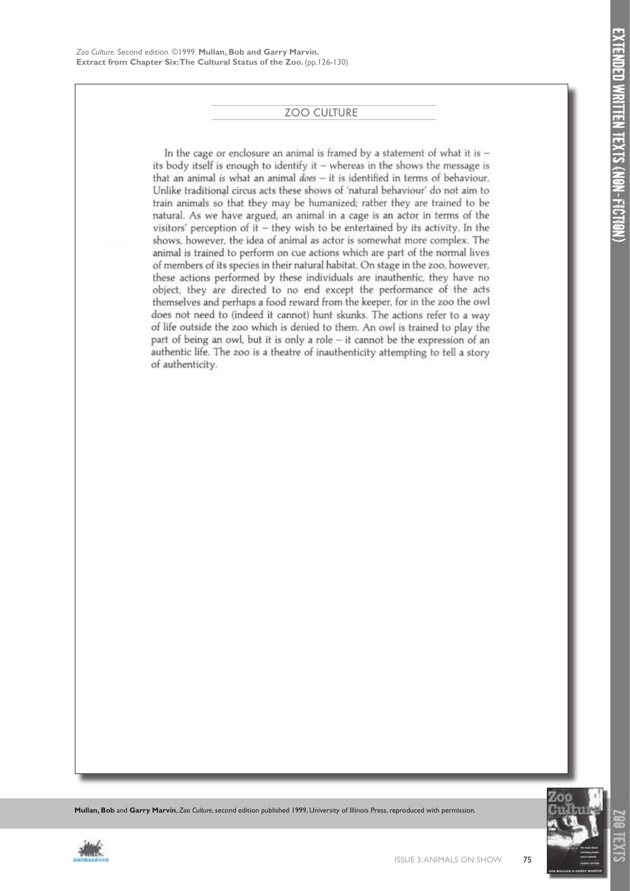*Zoo Culture*. Second edition. ©1999. **Mullan, Bob and Garry Marvin. Extract from Chapter Six: The Cultural Status of the Zoo.** (pp.126-130)

## ZOO CULTURE

In the cage or enclosure an animal is framed by a statement of what it is – its body itself is enough to identify it – whereas in the shows the message is that an animal *is* what an animal *does* – it is identified in terms of behaviour. Unlike traditional circus acts these shows of 'natural behaviour' do not aim to train animals so that they may be humanized; rather they are trained to be natural. As we have argued, an animal in a cage is an actor in terms of the visitors' perception of it – they wish to be entertained by its activity. In the shows, however, the idea of animal as actor is somewhat more complex. The animal is trained to perform on cue actions which are part of the normal lives of members of its species in their natural habitat. On stage in the zoo, however, these actions performed by these individuals are inauthentic, they have no object, they are directed to no end except the performance of the acts themselves and perhaps a food reward from the keeper, for in the zoo the owl does not need to (indeed it cannot) hunt skunks. The actions refer to a way of life outside the zoo which is denied to them. An owl is trained to play the part of being an owl, but it is only a role – it cannot be the expression of an authentic life. The zoo is a theatre of inauthenticity attempting to tell a story of authenticity.

**Mullan, Bob** and **Garry Marvin**, *Zoo Culture*, second edition published 1999, University of Illinois Press, reproduced with permission.